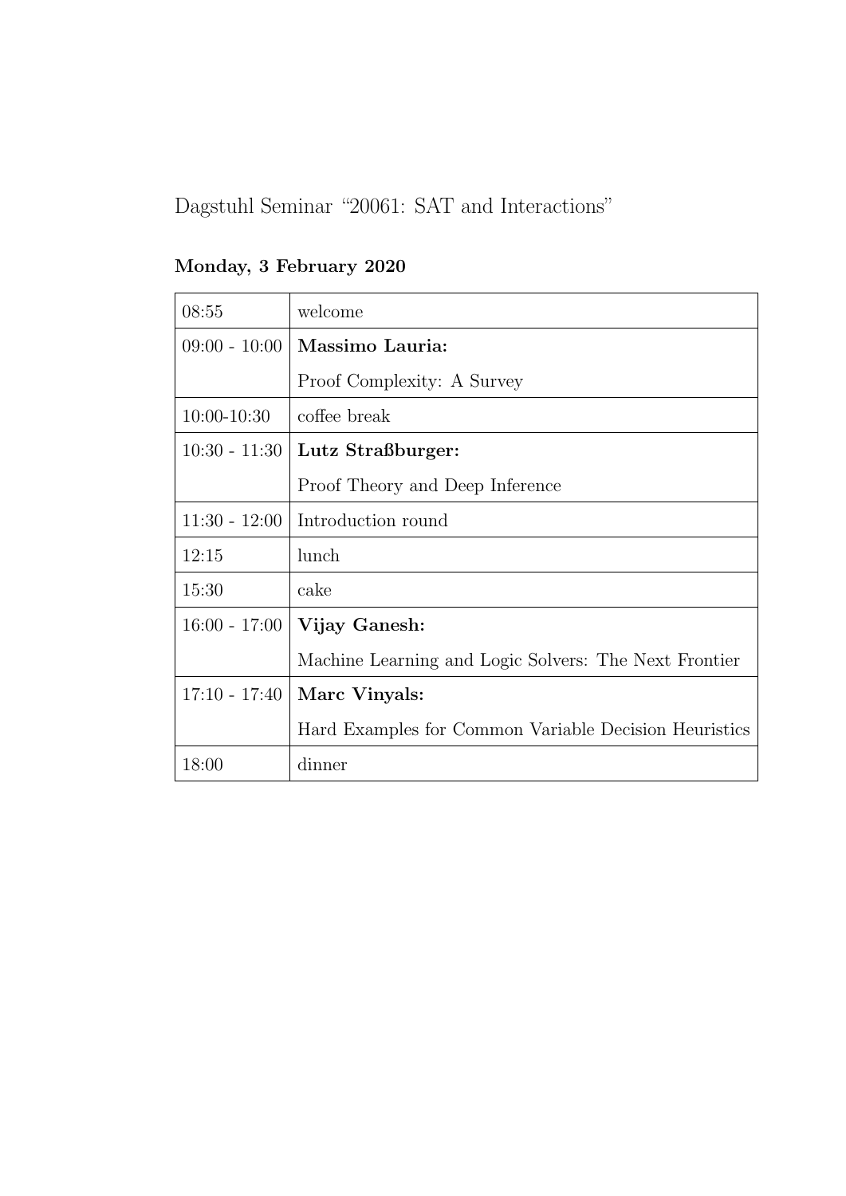Dagstuhl Seminar "20061: SAT and Interactions"

## Monday, 3 February 2020

| | |
|---|---|
| 08:55 | welcome |
| 09:00 - 10:00 | **Massimo Lauria:**<br>Proof Complexity: A Survey |
| 10:00-10:30 | coffee break |
| 10:30 - 11:30 | **Lutz Straßburger:**<br>Proof Theory and Deep Inference |
| 11:30 - 12:00 | Introduction round |
| 12:15 | lunch |
| 15:30 | cake |
| 16:00 - 17:00 | **Vijay Ganesh:**<br>Machine Learning and Logic Solvers: The Next Frontier |
| 17:10 - 17:40 | **Marc Vinyals:**<br>Hard Examples for Common Variable Decision Heuristics |
| 18:00 | dinner |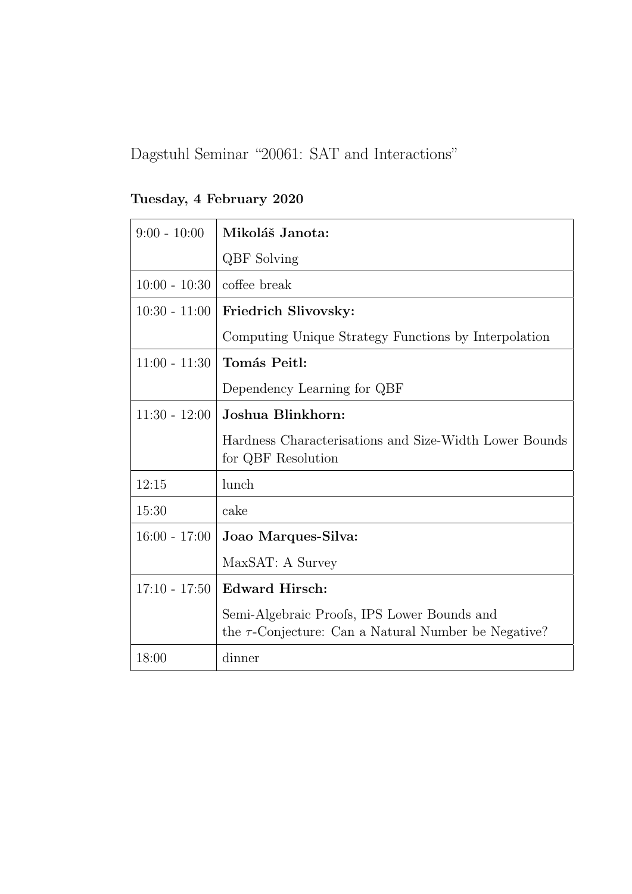Dagstuhl Seminar "20061: SAT and Interactions"

**Tuesday, 4 February 2020**

| | |
|---|---|
| 9:00 - 10:00 | **Mikoláš Janota:** QBF Solving |
| 10:00 - 10:30 | coffee break |
| 10:30 - 11:00 | **Friedrich Slivovsky:** Computing Unique Strategy Functions by Interpolation |
| 11:00 - 11:30 | **Tomás Peitl:** Dependency Learning for QBF |
| 11:30 - 12:00 | **Joshua Blinkhorn:** Hardness Characterisations and Size-Width Lower Bounds for QBF Resolution |
| 12:15 | lunch |
| 15:30 | cake |
| 16:00 - 17:00 | **Joao Marques-Silva:** MaxSAT: A Survey |
| 17:10 - 17:50 | **Edward Hirsch:** Semi-Algebraic Proofs, IPS Lower Bounds and the $\tau$-Conjecture: Can a Natural Number be Negative? |
| 18:00 | dinner |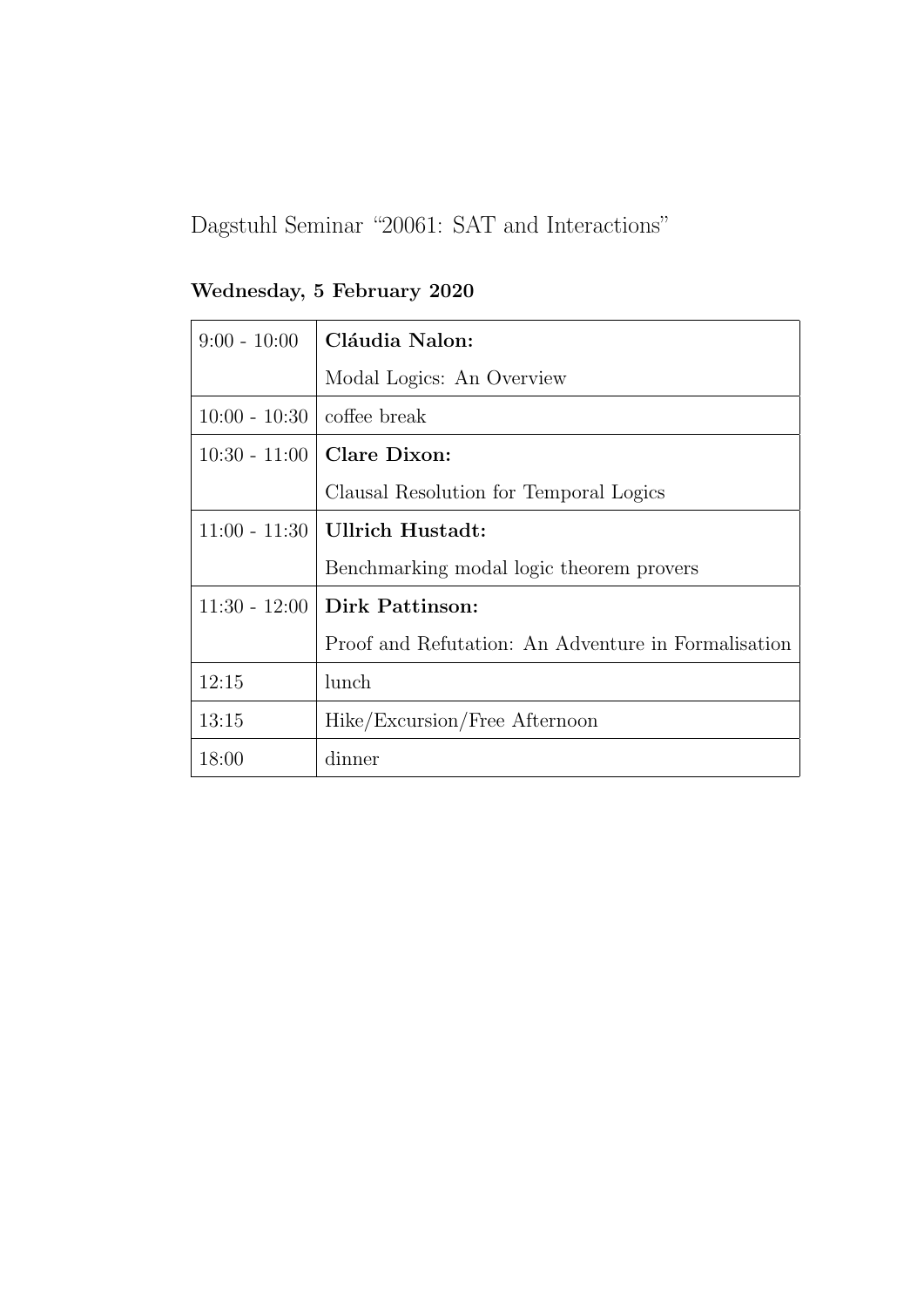Dagstuhl Seminar "20061: SAT and Interactions"

**Wednesday, 5 February 2020**

| | |
|---|---|
| 9:00 - 10:00 | **Cláudia Nalon:** Modal Logics: An Overview |
| 10:00 - 10:30 | coffee break |
| 10:30 - 11:00 | **Clare Dixon:** Clausal Resolution for Temporal Logics |
| 11:00 - 11:30 | **Ullrich Hustadt:** Benchmarking modal logic theorem provers |
| 11:30 - 12:00 | **Dirk Pattinson:** Proof and Refutation: An Adventure in Formalisation |
| 12:15 | lunch |
| 13:15 | Hike/Excursion/Free Afternoon |
| 18:00 | dinner |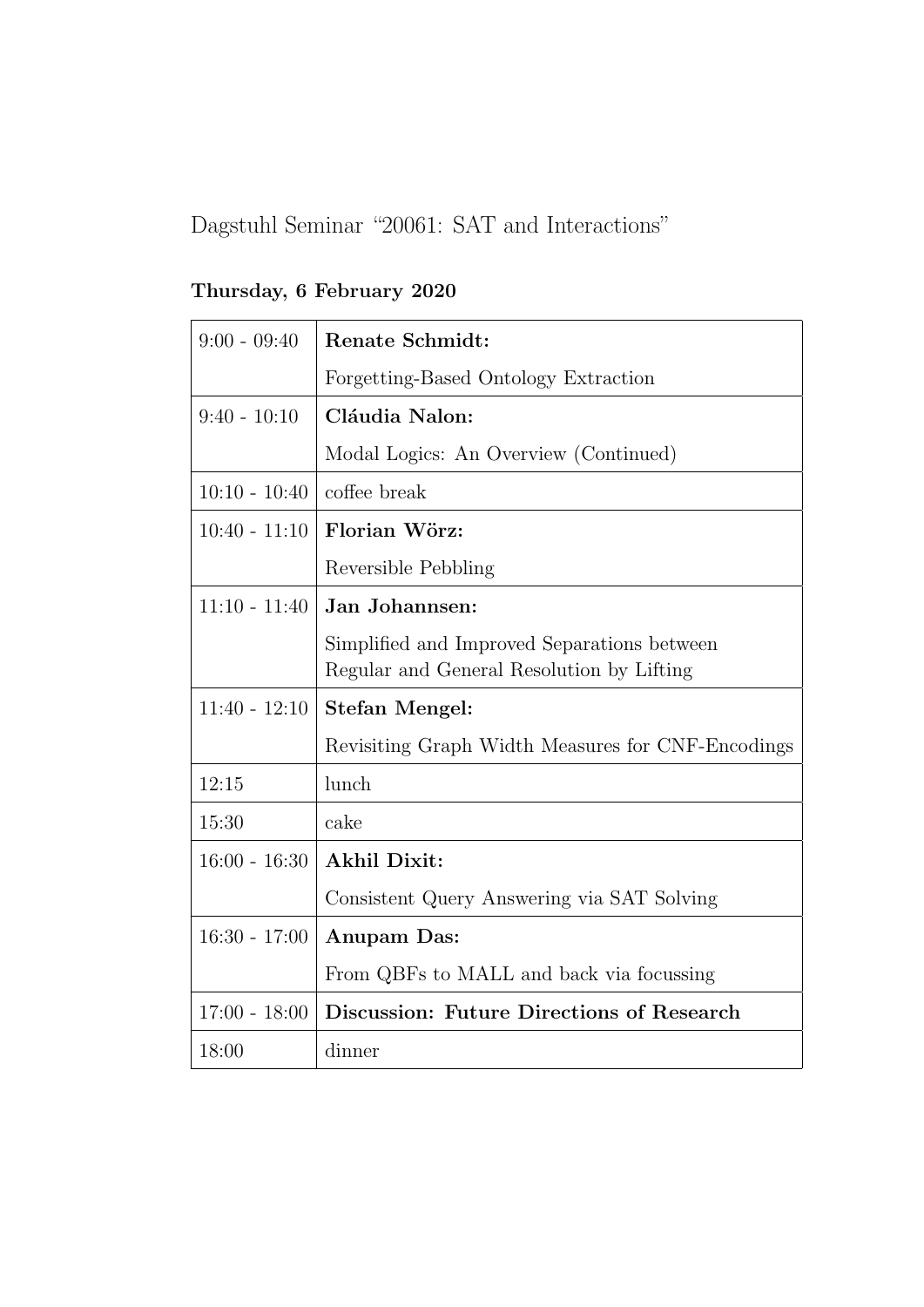Dagstuhl Seminar "20061: SAT and Interactions"

**Thursday, 6 February 2020**

| | |
|---|---|
| 9:00 - 09:40 | **Renate Schmidt:** Forgetting-Based Ontology Extraction |
| 9:40 - 10:10 | **Cláudia Nalon:** Modal Logics: An Overview (Continued) |
| 10:10 - 10:40 | coffee break |
| 10:40 - 11:10 | **Florian Wörz:** Reversible Pebbling |
| 11:10 - 11:40 | **Jan Johannsen:** Simplified and Improved Separations between Regular and General Resolution by Lifting |
| 11:40 - 12:10 | **Stefan Mengel:** Revisiting Graph Width Measures for CNF-Encodings |
| 12:15 | lunch |
| 15:30 | cake |
| 16:00 - 16:30 | **Akhil Dixit:** Consistent Query Answering via SAT Solving |
| 16:30 - 17:00 | **Anupam Das:** From QBFs to MALL and back via focussing |
| 17:00 - 18:00 | **Discussion: Future Directions of Research** |
| 18:00 | dinner |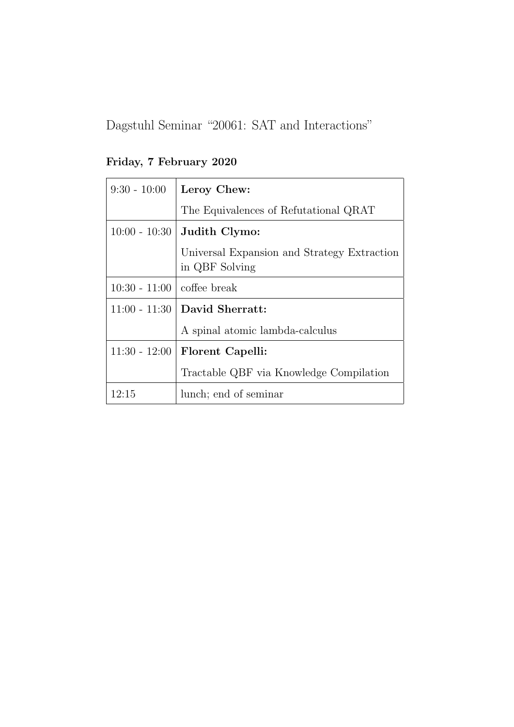Dagstuhl Seminar “20061: SAT and Interactions”

**Friday, 7 February 2020**

| | |
|---|---|
| 9:30 - 10:00 | **Leroy Chew:** The Equivalences of Refutational QRAT |
| 10:00 - 10:30 | **Judith Clymo:** Universal Expansion and Strategy Extraction in QBF Solving |
| 10:30 - 11:00 | coffee break |
| 11:00 - 11:30 | **David Sherratt:** A spinal atomic lambda-calculus |
| 11:30 - 12:00 | **Florent Capelli:** Tractable QBF via Knowledge Compilation |
| 12:15 | lunch; end of seminar |